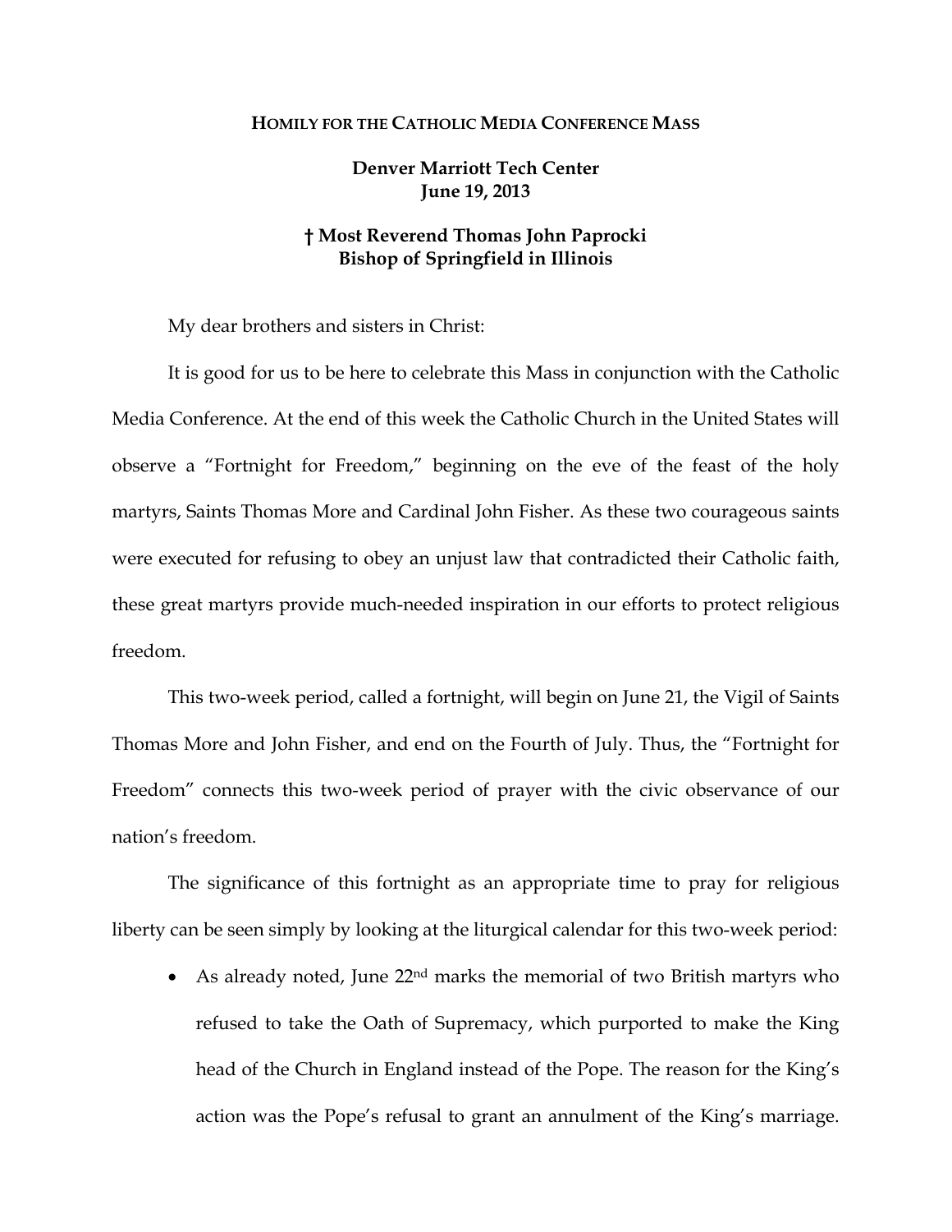# HOMILY FOR THE CATHOLIC MEDIA CONFERENCE MASS

**Denver Marriott Tech Center**
**June 19, 2013**

**† Most Reverend Thomas John Paprocki**
**Bishop of Springfield in Illinois**

My dear brothers and sisters in Christ:

It is good for us to be here to celebrate this Mass in conjunction with the Catholic Media Conference. At the end of this week the Catholic Church in the United States will observe a "Fortnight for Freedom," beginning on the eve of the feast of the holy martyrs, Saints Thomas More and Cardinal John Fisher. As these two courageous saints were executed for refusing to obey an unjust law that contradicted their Catholic faith, these great martyrs provide much-needed inspiration in our efforts to protect religious freedom.

This two-week period, called a fortnight, will begin on June 21, the Vigil of Saints Thomas More and John Fisher, and end on the Fourth of July. Thus, the "Fortnight for Freedom" connects this two-week period of prayer with the civic observance of our nation's freedom.

The significance of this fortnight as an appropriate time to pray for religious liberty can be seen simply by looking at the liturgical calendar for this two-week period:

- As already noted, June 22nd marks the memorial of two British martyrs who refused to take the Oath of Supremacy, which purported to make the King head of the Church in England instead of the Pope. The reason for the King's action was the Pope's refusal to grant an annulment of the King's marriage.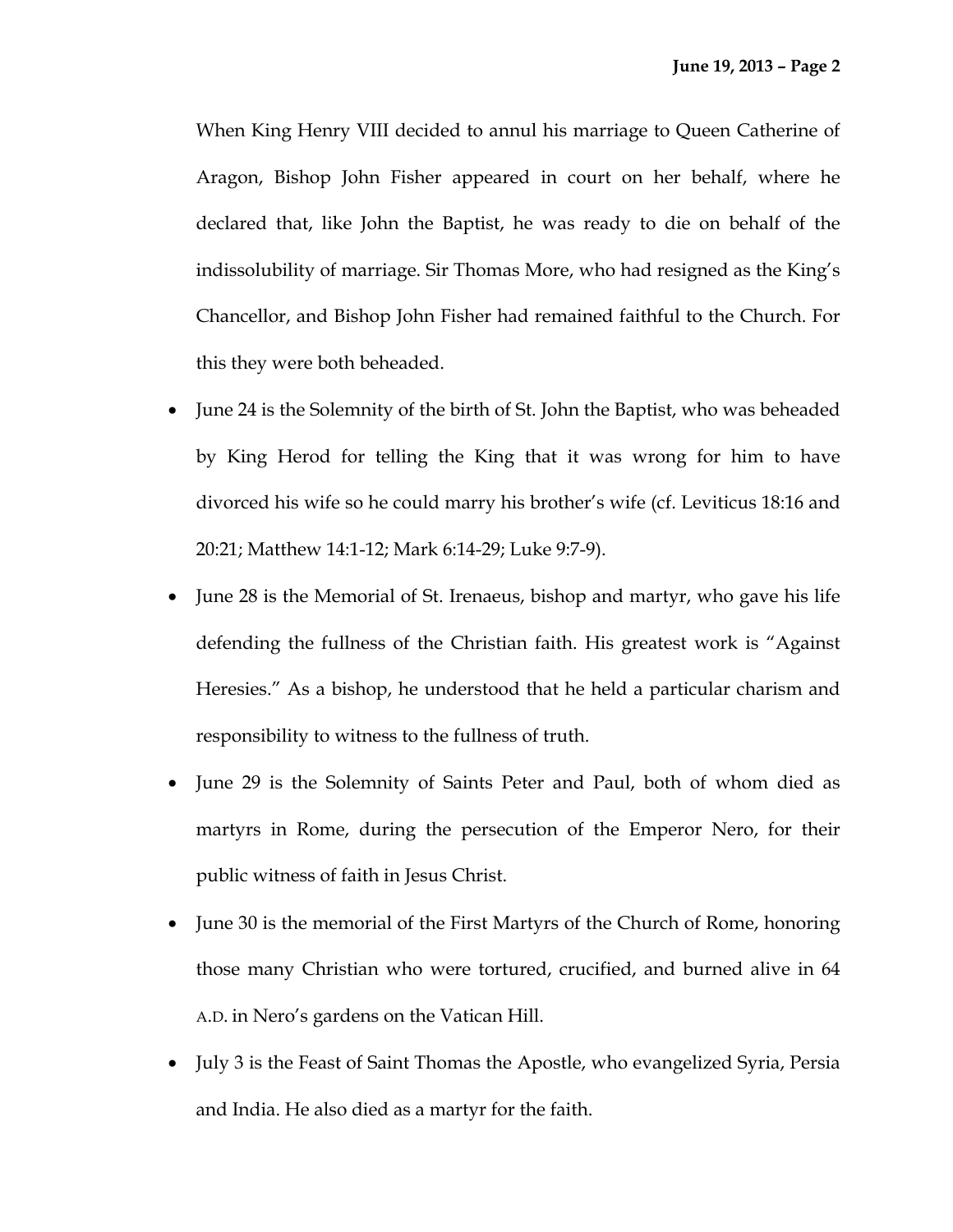When King Henry VIII decided to annul his marriage to Queen Catherine of Aragon, Bishop John Fisher appeared in court on her behalf, where he declared that, like John the Baptist, he was ready to die on behalf of the indissolubility of marriage. Sir Thomas More, who had resigned as the King's Chancellor, and Bishop John Fisher had remained faithful to the Church. For this they were both beheaded.

- June 24 is the Solemnity of the birth of St. John the Baptist, who was beheaded by King Herod for telling the King that it was wrong for him to have divorced his wife so he could marry his brother's wife (cf. Leviticus 18:16 and 20:21; Matthew 14:1-12; Mark 6:14-29; Luke 9:7-9).
- June 28 is the Memorial of St. Irenaeus, bishop and martyr, who gave his life defending the fullness of the Christian faith. His greatest work is "Against Heresies." As a bishop, he understood that he held a particular charism and responsibility to witness to the fullness of truth.
- June 29 is the Solemnity of Saints Peter and Paul, both of whom died as martyrs in Rome, during the persecution of the Emperor Nero, for their public witness of faith in Jesus Christ.
- June 30 is the memorial of the First Martyrs of the Church of Rome, honoring those many Christian who were tortured, crucified, and burned alive in 64 A.D. in Nero's gardens on the Vatican Hill.
- July 3 is the Feast of Saint Thomas the Apostle, who evangelized Syria, Persia and India. He also died as a martyr for the faith.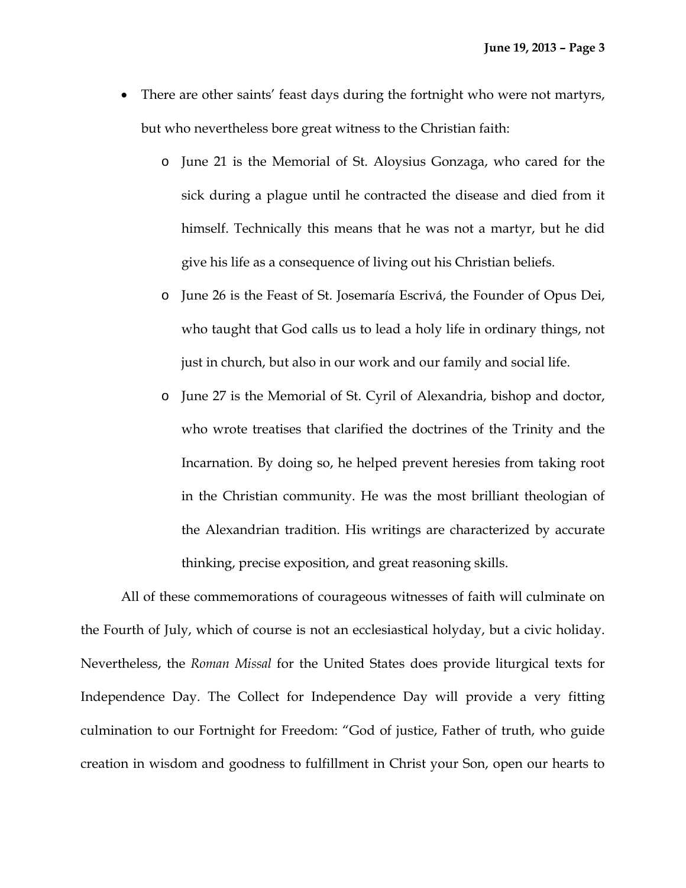- There are other saints' feast days during the fortnight who were not martyrs, but who nevertheless bore great witness to the Christian faith:
  - June 21 is the Memorial of St. Aloysius Gonzaga, who cared for the sick during a plague until he contracted the disease and died from it himself. Technically this means that he was not a martyr, but he did give his life as a consequence of living out his Christian beliefs.
  - June 26 is the Feast of St. Josemaría Escrivá, the Founder of Opus Dei, who taught that God calls us to lead a holy life in ordinary things, not just in church, but also in our work and our family and social life.
  - June 27 is the Memorial of St. Cyril of Alexandria, bishop and doctor, who wrote treatises that clarified the doctrines of the Trinity and the Incarnation. By doing so, he helped prevent heresies from taking root in the Christian community. He was the most brilliant theologian of the Alexandrian tradition. His writings are characterized by accurate thinking, precise exposition, and great reasoning skills.

All of these commemorations of courageous witnesses of faith will culminate on the Fourth of July, which of course is not an ecclesiastical holyday, but a civic holiday. Nevertheless, the *Roman Missal* for the United States does provide liturgical texts for Independence Day. The Collect for Independence Day will provide a very fitting culmination to our Fortnight for Freedom: "God of justice, Father of truth, who guide creation in wisdom and goodness to fulfillment in Christ your Son, open our hearts to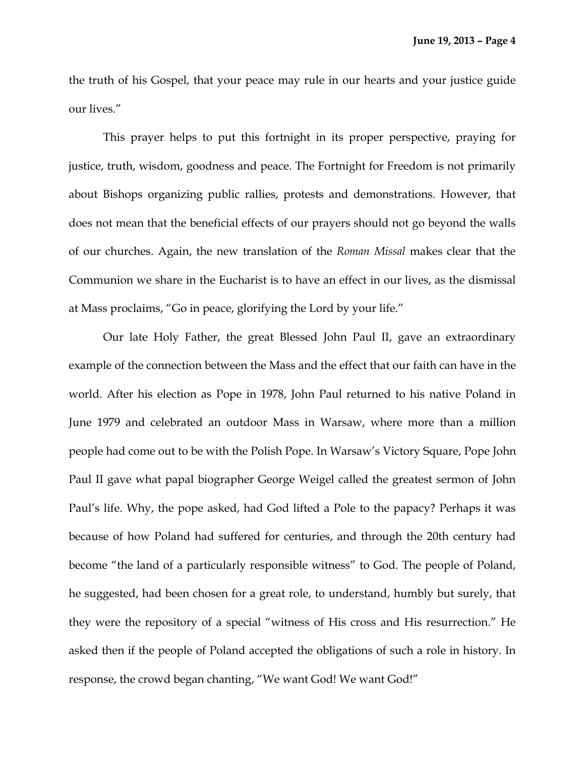the truth of his Gospel, that your peace may rule in our hearts and your justice guide our lives."

This prayer helps to put this fortnight in its proper perspective, praying for justice, truth, wisdom, goodness and peace. The Fortnight for Freedom is not primarily about Bishops organizing public rallies, protests and demonstrations. However, that does not mean that the beneficial effects of our prayers should not go beyond the walls of our churches. Again, the new translation of the *Roman Missal* makes clear that the Communion we share in the Eucharist is to have an effect in our lives, as the dismissal at Mass proclaims, "Go in peace, glorifying the Lord by your life."

Our late Holy Father, the great Blessed John Paul II, gave an extraordinary example of the connection between the Mass and the effect that our faith can have in the world. After his election as Pope in 1978, John Paul returned to his native Poland in June 1979 and celebrated an outdoor Mass in Warsaw, where more than a million people had come out to be with the Polish Pope. In Warsaw's Victory Square, Pope John Paul II gave what papal biographer George Weigel called the greatest sermon of John Paul's life. Why, the pope asked, had God lifted a Pole to the papacy? Perhaps it was because of how Poland had suffered for centuries, and through the 20th century had become "the land of a particularly responsible witness" to God. The people of Poland, he suggested, had been chosen for a great role, to understand, humbly but surely, that they were the repository of a special "witness of His cross and His resurrection." He asked then if the people of Poland accepted the obligations of such a role in history. In response, the crowd began chanting, "We want God! We want God!"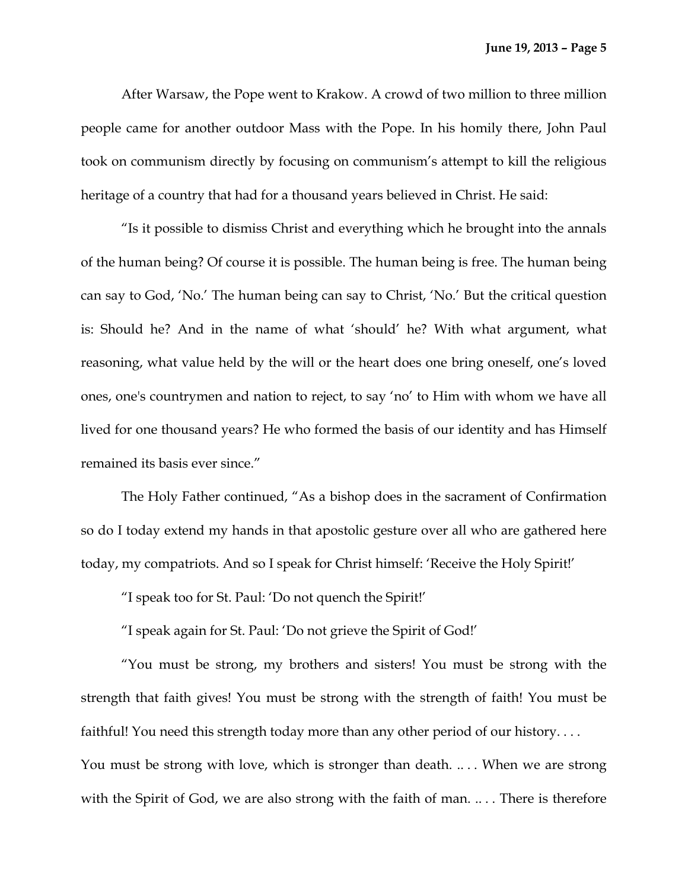After Warsaw, the Pope went to Krakow. A crowd of two million to three million people came for another outdoor Mass with the Pope. In his homily there, John Paul took on communism directly by focusing on communism's attempt to kill the religious heritage of a country that had for a thousand years believed in Christ. He said:

"Is it possible to dismiss Christ and everything which he brought into the annals of the human being? Of course it is possible. The human being is free. The human being can say to God, 'No.' The human being can say to Christ, 'No.' But the critical question is: Should he? And in the name of what 'should' he? With what argument, what reasoning, what value held by the will or the heart does one bring oneself, one's loved ones, one's countrymen and nation to reject, to say 'no' to Him with whom we have all lived for one thousand years? He who formed the basis of our identity and has Himself remained its basis ever since."

The Holy Father continued, "As a bishop does in the sacrament of Confirmation so do I today extend my hands in that apostolic gesture over all who are gathered here today, my compatriots. And so I speak for Christ himself: 'Receive the Holy Spirit!'

"I speak too for St. Paul: 'Do not quench the Spirit!'

"I speak again for St. Paul: 'Do not grieve the Spirit of God!'

"You must be strong, my brothers and sisters! You must be strong with the strength that faith gives! You must be strong with the strength of faith! You must be faithful! You need this strength today more than any other period of our history. . . . You must be strong with love, which is stronger than death. .. . . When we are strong with the Spirit of God, we are also strong with the faith of man. .. . . There is therefore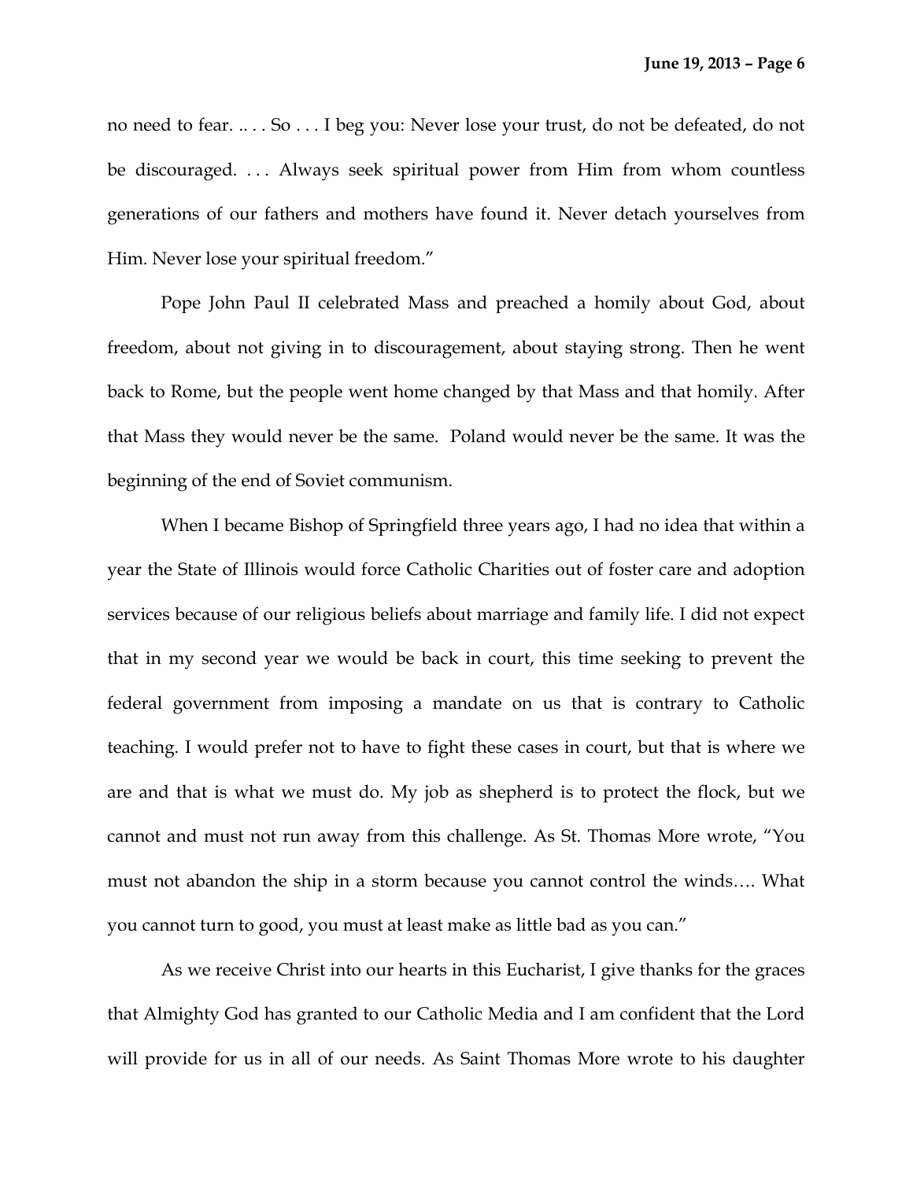no need to fear. .. . . So . . . I beg you: Never lose your trust, do not be defeated, do not be discouraged. . . . Always seek spiritual power from Him from whom countless generations of our fathers and mothers have found it. Never detach yourselves from Him. Never lose your spiritual freedom."

Pope John Paul II celebrated Mass and preached a homily about God, about freedom, about not giving in to discouragement, about staying strong. Then he went back to Rome, but the people went home changed by that Mass and that homily. After that Mass they would never be the same. Poland would never be the same. It was the beginning of the end of Soviet communism.

When I became Bishop of Springfield three years ago, I had no idea that within a year the State of Illinois would force Catholic Charities out of foster care and adoption services because of our religious beliefs about marriage and family life. I did not expect that in my second year we would be back in court, this time seeking to prevent the federal government from imposing a mandate on us that is contrary to Catholic teaching. I would prefer not to have to fight these cases in court, but that is where we are and that is what we must do. My job as shepherd is to protect the flock, but we cannot and must not run away from this challenge. As St. Thomas More wrote, "You must not abandon the ship in a storm because you cannot control the winds…. What you cannot turn to good, you must at least make as little bad as you can."

As we receive Christ into our hearts in this Eucharist, I give thanks for the graces that Almighty God has granted to our Catholic Media and I am confident that the Lord will provide for us in all of our needs. As Saint Thomas More wrote to his daughter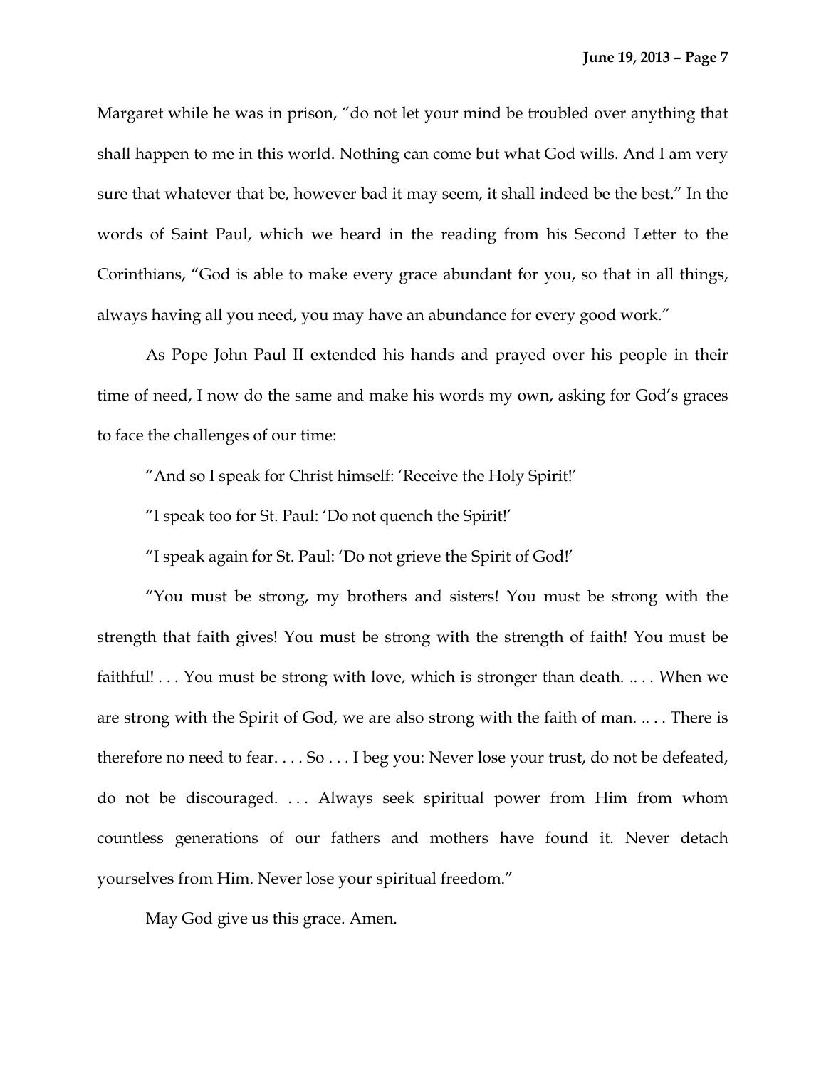Margaret while he was in prison, "do not let your mind be troubled over anything that shall happen to me in this world. Nothing can come but what God wills. And I am very sure that whatever that be, however bad it may seem, it shall indeed be the best." In the words of Saint Paul, which we heard in the reading from his Second Letter to the Corinthians, "God is able to make every grace abundant for you, so that in all things, always having all you need, you may have an abundance for every good work."

As Pope John Paul II extended his hands and prayed over his people in their time of need, I now do the same and make his words my own, asking for God's graces to face the challenges of our time:

"And so I speak for Christ himself: 'Receive the Holy Spirit!'

"I speak too for St. Paul: 'Do not quench the Spirit!'

"I speak again for St. Paul: 'Do not grieve the Spirit of God!'

"You must be strong, my brothers and sisters! You must be strong with the strength that faith gives! You must be strong with the strength of faith! You must be faithful! . . . You must be strong with love, which is stronger than death. .. . . When we are strong with the Spirit of God, we are also strong with the faith of man. .. . . There is therefore no need to fear. . . . So . . . I beg you: Never lose your trust, do not be defeated, do not be discouraged. . . . Always seek spiritual power from Him from whom countless generations of our fathers and mothers have found it. Never detach yourselves from Him. Never lose your spiritual freedom."

May God give us this grace. Amen.